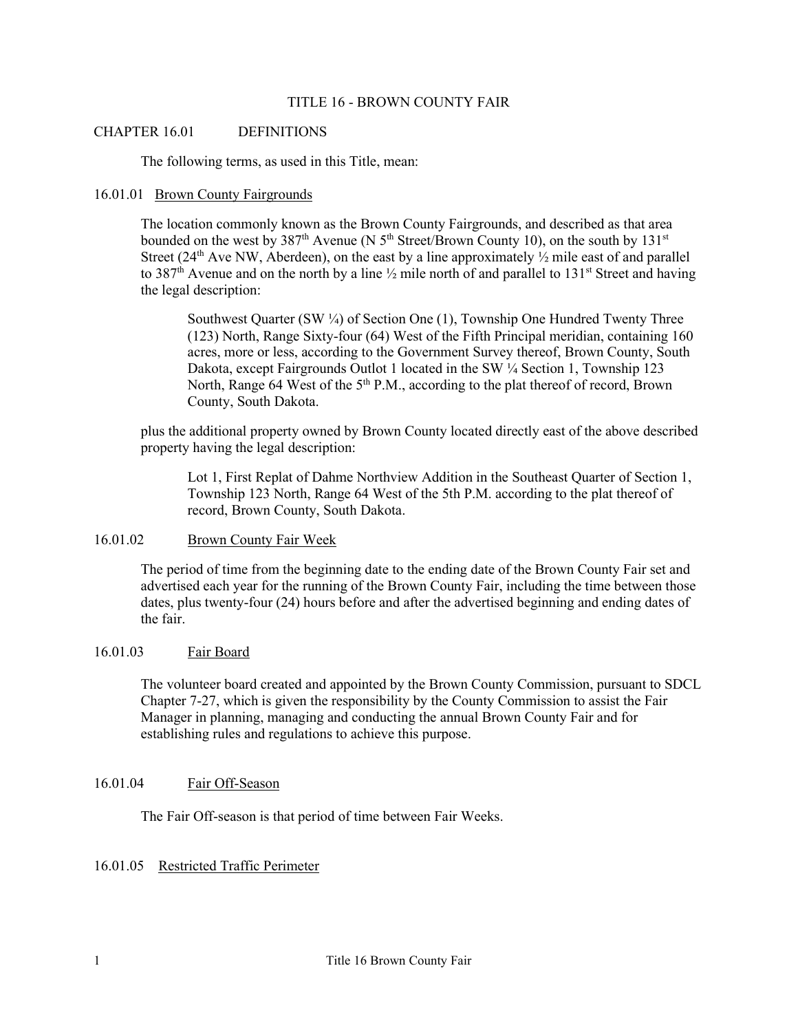# TITLE 16 - BROWN COUNTY FAIR

## CHAPTER 16.01 DEFINITIONS

The following terms, as used in this Title, mean:

### 16.01.01 Brown County Fairgrounds

The location commonly known as the Brown County Fairgrounds, and described as that area bounded on the west by 387th Avenue (N 5th Street/Brown County 10), on the south by 131st Street (24th Ave NW, Aberdeen), on the east by a line approximately ½ mile east of and parallel to 387th Avenue and on the north by a line ½ mile north of and parallel to 131st Street and having the legal description:

> Southwest Quarter (SW ¼) of Section One (1), Township One Hundred Twenty Three (123) North, Range Sixty-four (64) West of the Fifth Principal meridian, containing 160 acres, more or less, according to the Government Survey thereof, Brown County, South Dakota, except Fairgrounds Outlot 1 located in the SW ¼ Section 1, Township 123 North, Range 64 West of the 5th P.M., according to the plat thereof of record, Brown County, South Dakota.

plus the additional property owned by Brown County located directly east of the above described property having the legal description:

> Lot 1, First Replat of Dahme Northview Addition in the Southeast Quarter of Section 1, Township 123 North, Range 64 West of the 5th P.M. according to the plat thereof of record, Brown County, South Dakota.

### 16.01.02 Brown County Fair Week

The period of time from the beginning date to the ending date of the Brown County Fair set and advertised each year for the running of the Brown County Fair, including the time between those dates, plus twenty-four (24) hours before and after the advertised beginning and ending dates of the fair.

### 16.01.03 Fair Board

The volunteer board created and appointed by the Brown County Commission, pursuant to SDCL Chapter 7-27, which is given the responsibility by the County Commission to assist the Fair Manager in planning, managing and conducting the annual Brown County Fair and for establishing rules and regulations to achieve this purpose.

### 16.01.04 Fair Off-Season

The Fair Off-season is that period of time between Fair Weeks.

### 16.01.05 Restricted Traffic Perimeter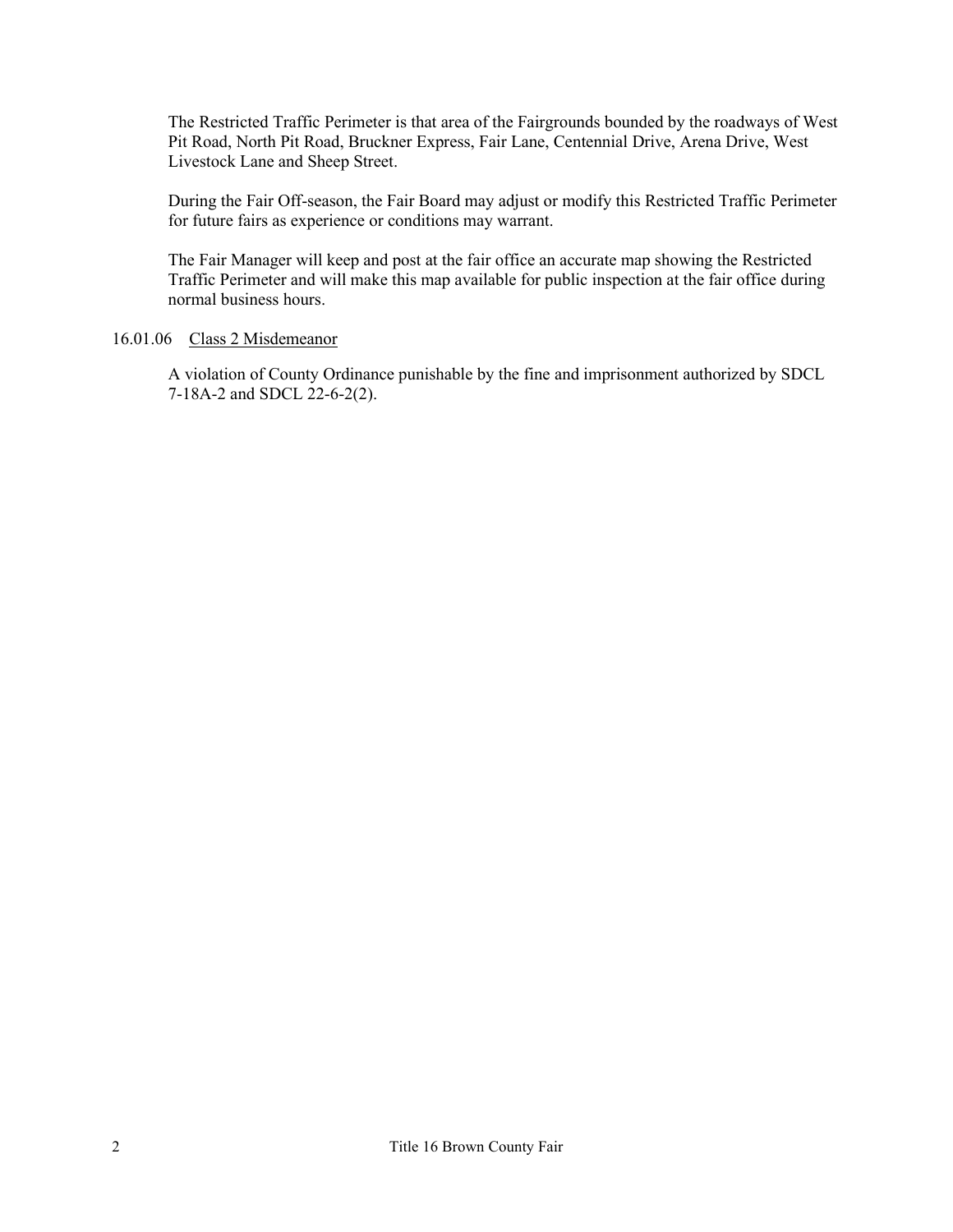The Restricted Traffic Perimeter is that area of the Fairgrounds bounded by the roadways of West Pit Road, North Pit Road, Bruckner Express, Fair Lane, Centennial Drive, Arena Drive, West Livestock Lane and Sheep Street.

During the Fair Off-season, the Fair Board may adjust or modify this Restricted Traffic Perimeter for future fairs as experience or conditions may warrant.

The Fair Manager will keep and post at the fair office an accurate map showing the Restricted Traffic Perimeter and will make this map available for public inspection at the fair office during normal business hours.

16.01.06 Class 2 Misdemeanor

A violation of County Ordinance punishable by the fine and imprisonment authorized by SDCL 7-18A-2 and SDCL 22-6-2(2).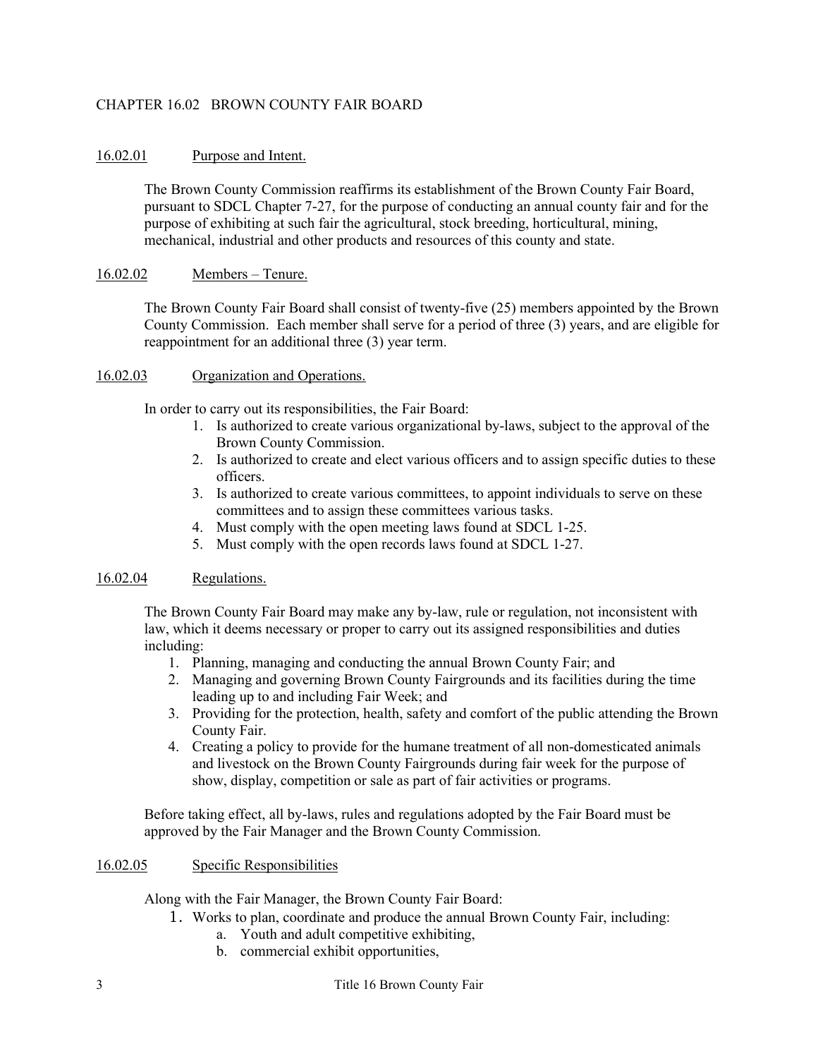## CHAPTER 16.02 BROWN COUNTY FAIR BOARD

### 16.02.01 Purpose and Intent.

The Brown County Commission reaffirms its establishment of the Brown County Fair Board, pursuant to SDCL Chapter 7-27, for the purpose of conducting an annual county fair and for the purpose of exhibiting at such fair the agricultural, stock breeding, horticultural, mining, mechanical, industrial and other products and resources of this county and state.

### 16.02.02 Members – Tenure.

The Brown County Fair Board shall consist of twenty-five (25) members appointed by the Brown County Commission. Each member shall serve for a period of three (3) years, and are eligible for reappointment for an additional three (3) year term.

### 16.02.03 Organization and Operations.

In order to carry out its responsibilities, the Fair Board:

1. Is authorized to create various organizational by-laws, subject to the approval of the Brown County Commission.
2. Is authorized to create and elect various officers and to assign specific duties to these officers.
3. Is authorized to create various committees, to appoint individuals to serve on these committees and to assign these committees various tasks.
4. Must comply with the open meeting laws found at SDCL 1-25.
5. Must comply with the open records laws found at SDCL 1-27.

### 16.02.04 Regulations.

The Brown County Fair Board may make any by-law, rule or regulation, not inconsistent with law, which it deems necessary or proper to carry out its assigned responsibilities and duties including:

1. Planning, managing and conducting the annual Brown County Fair; and
2. Managing and governing Brown County Fairgrounds and its facilities during the time leading up to and including Fair Week; and
3. Providing for the protection, health, safety and comfort of the public attending the Brown County Fair.
4. Creating a policy to provide for the humane treatment of all non-domesticated animals and livestock on the Brown County Fairgrounds during fair week for the purpose of show, display, competition or sale as part of fair activities or programs.

Before taking effect, all by-laws, rules and regulations adopted by the Fair Board must be approved by the Fair Manager and the Brown County Commission.

### 16.02.05 Specific Responsibilities

Along with the Fair Manager, the Brown County Fair Board:

1. Works to plan, coordinate and produce the annual Brown County Fair, including:
   a. Youth and adult competitive exhibiting,
   b. commercial exhibit opportunities,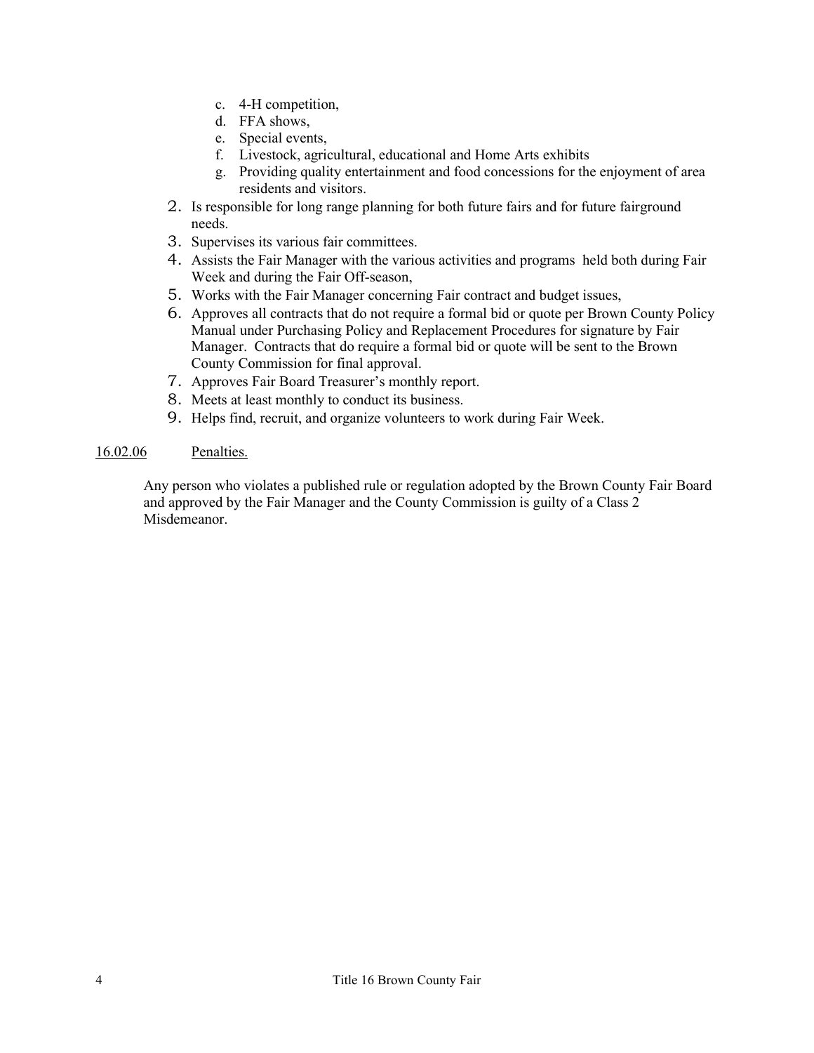c. 4-H competition,
d. FFA shows,
e. Special events,
f. Livestock, agricultural, educational and Home Arts exhibits
g. Providing quality entertainment and food concessions for the enjoyment of area residents and visitors.

2. Is responsible for long range planning for both future fairs and for future fairground needs.
3. Supervises its various fair committees.
4. Assists the Fair Manager with the various activities and programs held both during Fair Week and during the Fair Off-season,
5. Works with the Fair Manager concerning Fair contract and budget issues,
6. Approves all contracts that do not require a formal bid or quote per Brown County Policy Manual under Purchasing Policy and Replacement Procedures for signature by Fair Manager. Contracts that do require a formal bid or quote will be sent to the Brown County Commission for final approval.
7. Approves Fair Board Treasurer's monthly report.
8. Meets at least monthly to conduct its business.
9. Helps find, recruit, and organize volunteers to work during Fair Week.

16.02.06 Penalties.

Any person who violates a published rule or regulation adopted by the Brown County Fair Board and approved by the Fair Manager and the County Commission is guilty of a Class 2 Misdemeanor.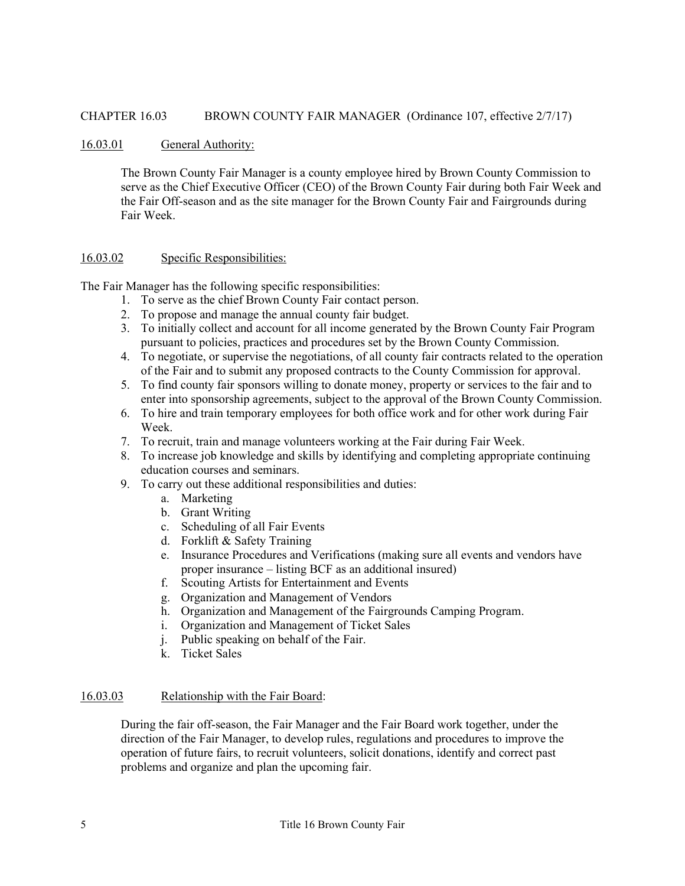## CHAPTER 16.03 BROWN COUNTY FAIR MANAGER (Ordinance 107, effective 2/7/17)

### 16.03.01 General Authority:

The Brown County Fair Manager is a county employee hired by Brown County Commission to serve as the Chief Executive Officer (CEO) of the Brown County Fair during both Fair Week and the Fair Off-season and as the site manager for the Brown County Fair and Fairgrounds during Fair Week.

### 16.03.02 Specific Responsibilities:

The Fair Manager has the following specific responsibilities:

1. To serve as the chief Brown County Fair contact person.
2. To propose and manage the annual county fair budget.
3. To initially collect and account for all income generated by the Brown County Fair Program pursuant to policies, practices and procedures set by the Brown County Commission.
4. To negotiate, or supervise the negotiations, of all county fair contracts related to the operation of the Fair and to submit any proposed contracts to the County Commission for approval.
5. To find county fair sponsors willing to donate money, property or services to the fair and to enter into sponsorship agreements, subject to the approval of the Brown County Commission.
6. To hire and train temporary employees for both office work and for other work during Fair Week.
7. To recruit, train and manage volunteers working at the Fair during Fair Week.
8. To increase job knowledge and skills by identifying and completing appropriate continuing education courses and seminars.
9. To carry out these additional responsibilities and duties:
   a. Marketing
   b. Grant Writing
   c. Scheduling of all Fair Events
   d. Forklift & Safety Training
   e. Insurance Procedures and Verifications (making sure all events and vendors have proper insurance – listing BCF as an additional insured)
   f. Scouting Artists for Entertainment and Events
   g. Organization and Management of Vendors
   h. Organization and Management of the Fairgrounds Camping Program.
   i. Organization and Management of Ticket Sales
   j. Public speaking on behalf of the Fair.
   k. Ticket Sales

### 16.03.03 Relationship with the Fair Board:

During the fair off-season, the Fair Manager and the Fair Board work together, under the direction of the Fair Manager, to develop rules, regulations and procedures to improve the operation of future fairs, to recruit volunteers, solicit donations, identify and correct past problems and organize and plan the upcoming fair.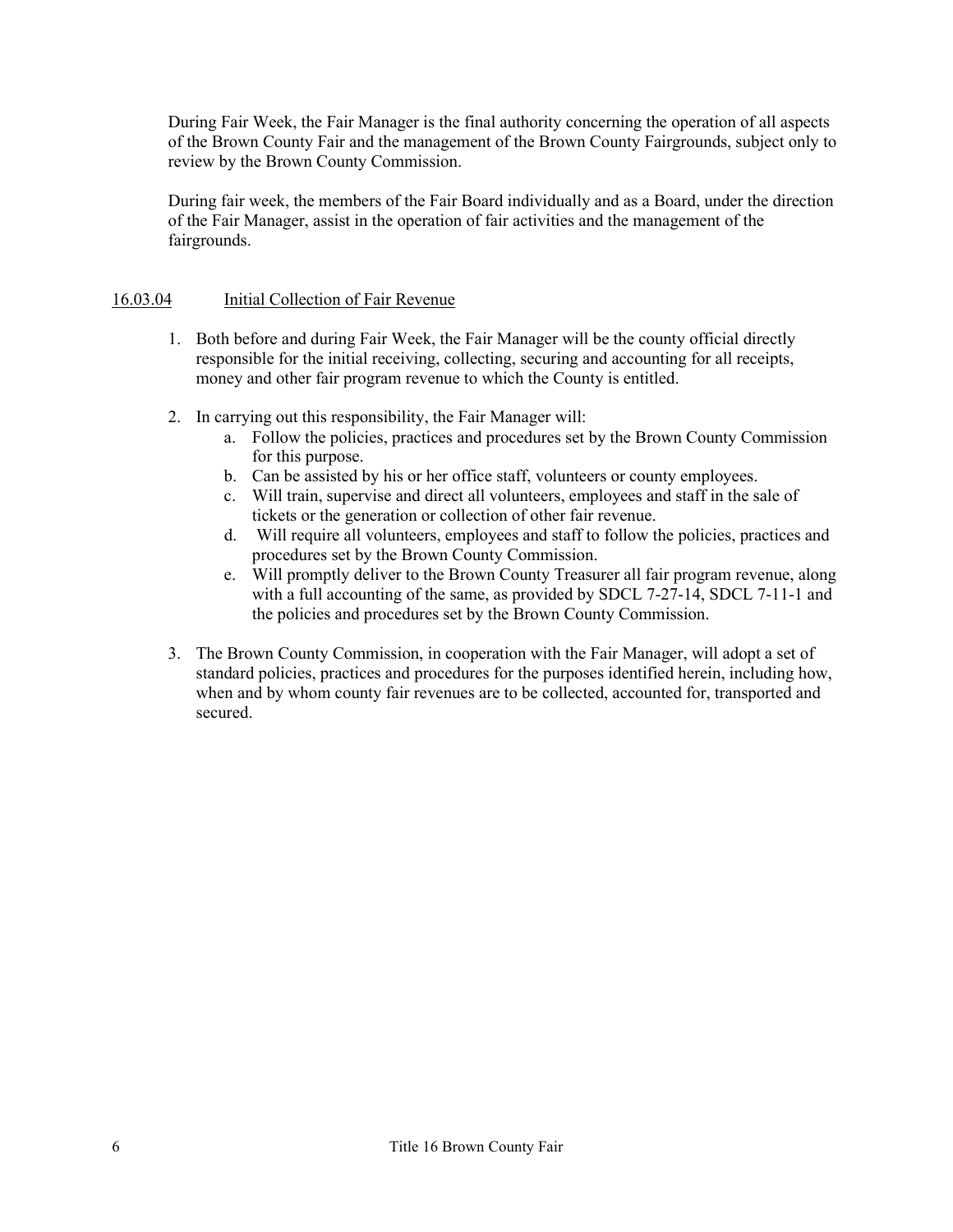During Fair Week, the Fair Manager is the final authority concerning the operation of all aspects of the Brown County Fair and the management of the Brown County Fairgrounds, subject only to review by the Brown County Commission.

During fair week, the members of the Fair Board individually and as a Board, under the direction of the Fair Manager, assist in the operation of fair activities and the management of the fairgrounds.

### 16.03.04 Initial Collection of Fair Revenue

1. Both before and during Fair Week, the Fair Manager will be the county official directly responsible for the initial receiving, collecting, securing and accounting for all receipts, money and other fair program revenue to which the County is entitled.

2. In carrying out this responsibility, the Fair Manager will:
   a. Follow the policies, practices and procedures set by the Brown County Commission for this purpose.
   b. Can be assisted by his or her office staff, volunteers or county employees.
   c. Will train, supervise and direct all volunteers, employees and staff in the sale of tickets or the generation or collection of other fair revenue.
   d. Will require all volunteers, employees and staff to follow the policies, practices and procedures set by the Brown County Commission.
   e. Will promptly deliver to the Brown County Treasurer all fair program revenue, along with a full accounting of the same, as provided by SDCL 7-27-14, SDCL 7-11-1 and the policies and procedures set by the Brown County Commission.

3. The Brown County Commission, in cooperation with the Fair Manager, will adopt a set of standard policies, practices and procedures for the purposes identified herein, including how, when and by whom county fair revenues are to be collected, accounted for, transported and secured.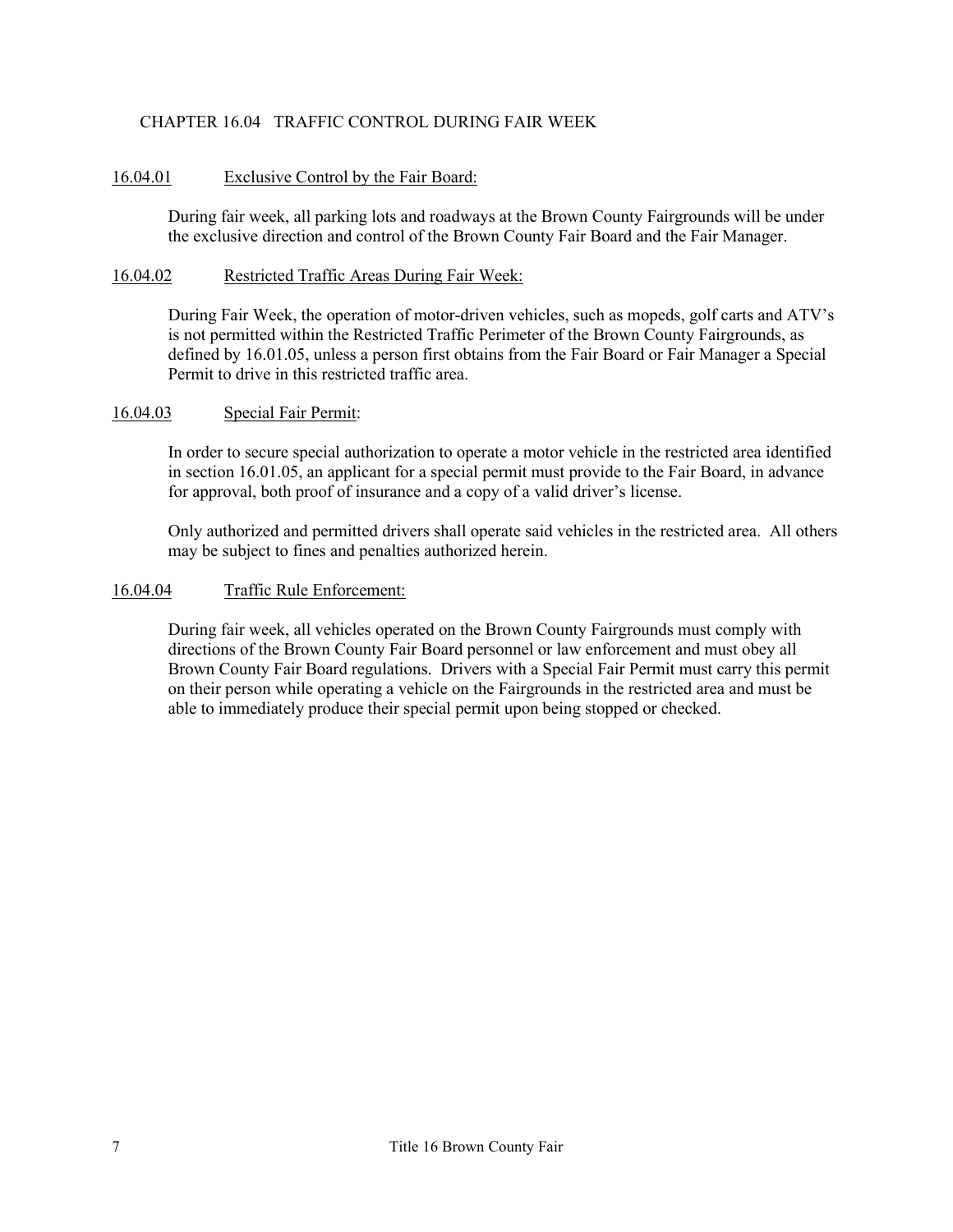## CHAPTER 16.04 TRAFFIC CONTROL DURING FAIR WEEK

### 16.04.01 Exclusive Control by the Fair Board:

During fair week, all parking lots and roadways at the Brown County Fairgrounds will be under the exclusive direction and control of the Brown County Fair Board and the Fair Manager.

### 16.04.02 Restricted Traffic Areas During Fair Week:

During Fair Week, the operation of motor-driven vehicles, such as mopeds, golf carts and ATV's is not permitted within the Restricted Traffic Perimeter of the Brown County Fairgrounds, as defined by 16.01.05, unless a person first obtains from the Fair Board or Fair Manager a Special Permit to drive in this restricted traffic area.

### 16.04.03 Special Fair Permit:

In order to secure special authorization to operate a motor vehicle in the restricted area identified in section 16.01.05, an applicant for a special permit must provide to the Fair Board, in advance for approval, both proof of insurance and a copy of a valid driver's license.

Only authorized and permitted drivers shall operate said vehicles in the restricted area. All others may be subject to fines and penalties authorized herein.

### 16.04.04 Traffic Rule Enforcement:

During fair week, all vehicles operated on the Brown County Fairgrounds must comply with directions of the Brown County Fair Board personnel or law enforcement and must obey all Brown County Fair Board regulations. Drivers with a Special Fair Permit must carry this permit on their person while operating a vehicle on the Fairgrounds in the restricted area and must be able to immediately produce their special permit upon being stopped or checked.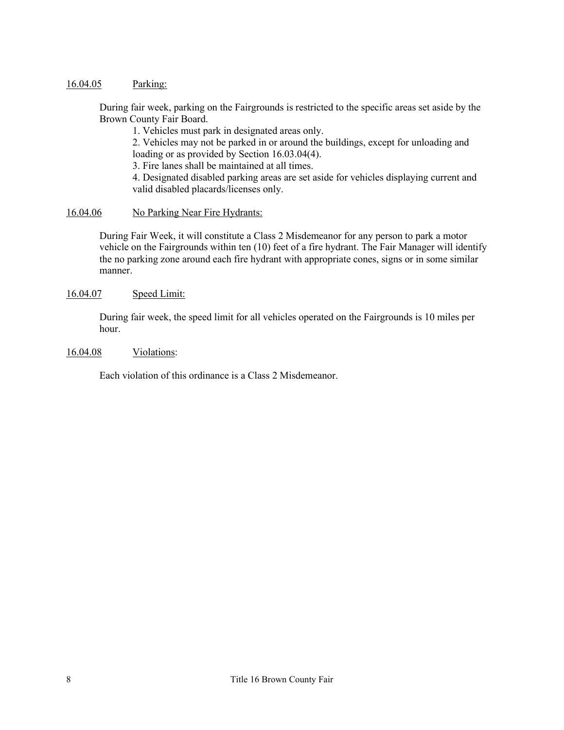### 16.04.05 Parking:

During fair week, parking on the Fairgrounds is restricted to the specific areas set aside by the Brown County Fair Board.

1. Vehicles must park in designated areas only.
2. Vehicles may not be parked in or around the buildings, except for unloading and loading or as provided by Section 16.03.04(4).
3. Fire lanes shall be maintained at all times.
4. Designated disabled parking areas are set aside for vehicles displaying current and valid disabled placards/licenses only.

### 16.04.06 No Parking Near Fire Hydrants:

During Fair Week, it will constitute a Class 2 Misdemeanor for any person to park a motor vehicle on the Fairgrounds within ten (10) feet of a fire hydrant. The Fair Manager will identify the no parking zone around each fire hydrant with appropriate cones, signs or in some similar manner.

### 16.04.07 Speed Limit:

During fair week, the speed limit for all vehicles operated on the Fairgrounds is 10 miles per hour.

### 16.04.08 Violations:

Each violation of this ordinance is a Class 2 Misdemeanor.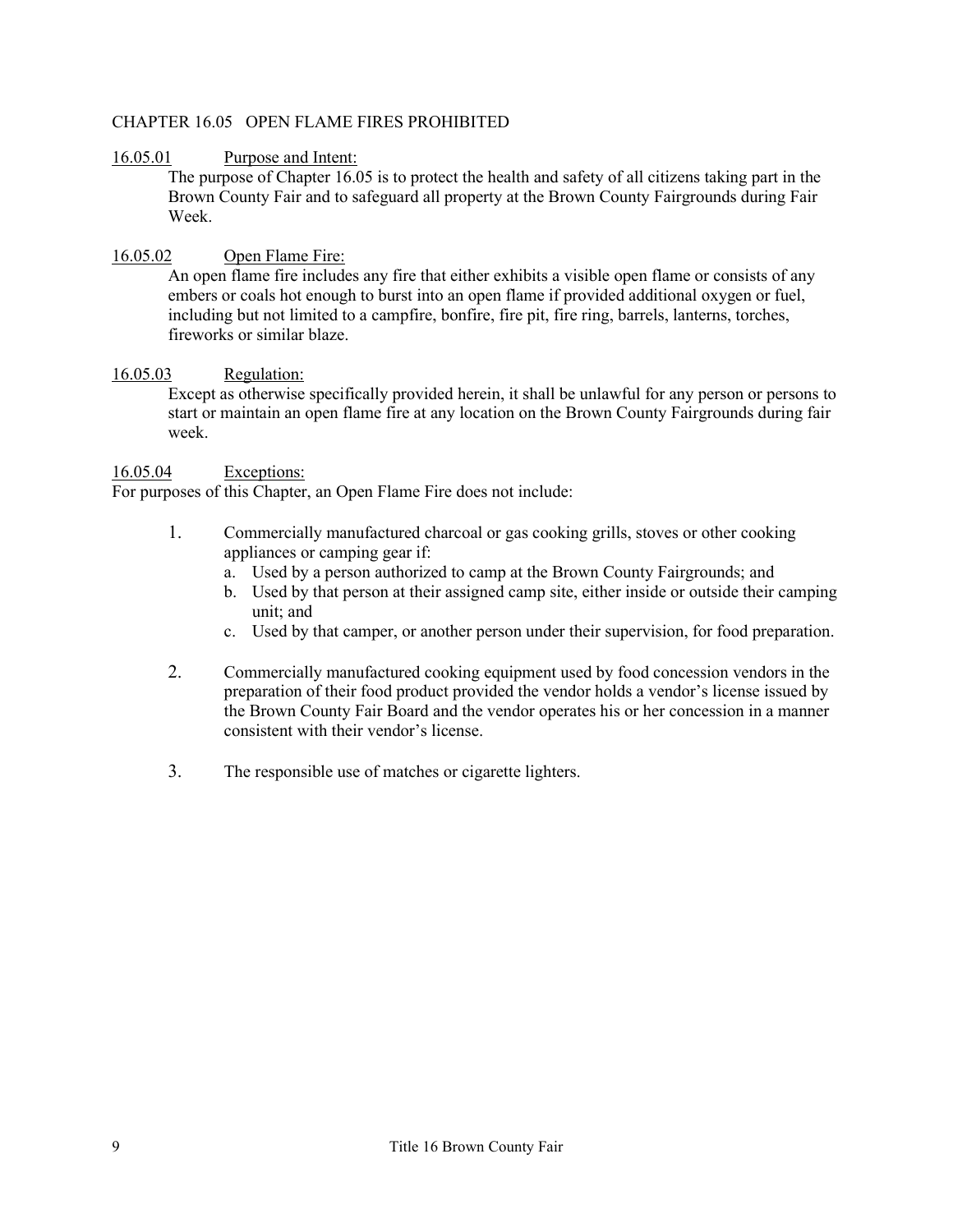## CHAPTER 16.05 OPEN FLAME FIRES PROHIBITED

16.05.01 Purpose and Intent:

The purpose of Chapter 16.05 is to protect the health and safety of all citizens taking part in the Brown County Fair and to safeguard all property at the Brown County Fairgrounds during Fair Week.

16.05.02 Open Flame Fire:

An open flame fire includes any fire that either exhibits a visible open flame or consists of any embers or coals hot enough to burst into an open flame if provided additional oxygen or fuel, including but not limited to a campfire, bonfire, fire pit, fire ring, barrels, lanterns, torches, fireworks or similar blaze.

16.05.03 Regulation:

Except as otherwise specifically provided herein, it shall be unlawful for any person or persons to start or maintain an open flame fire at any location on the Brown County Fairgrounds during fair week.

16.05.04 Exceptions:

For purposes of this Chapter, an Open Flame Fire does not include:

1. Commercially manufactured charcoal or gas cooking grills, stoves or other cooking appliances or camping gear if:
   a. Used by a person authorized to camp at the Brown County Fairgrounds; and
   b. Used by that person at their assigned camp site, either inside or outside their camping unit; and
   c. Used by that camper, or another person under their supervision, for food preparation.

2. Commercially manufactured cooking equipment used by food concession vendors in the preparation of their food product provided the vendor holds a vendor's license issued by the Brown County Fair Board and the vendor operates his or her concession in a manner consistent with their vendor's license.

3. The responsible use of matches or cigarette lighters.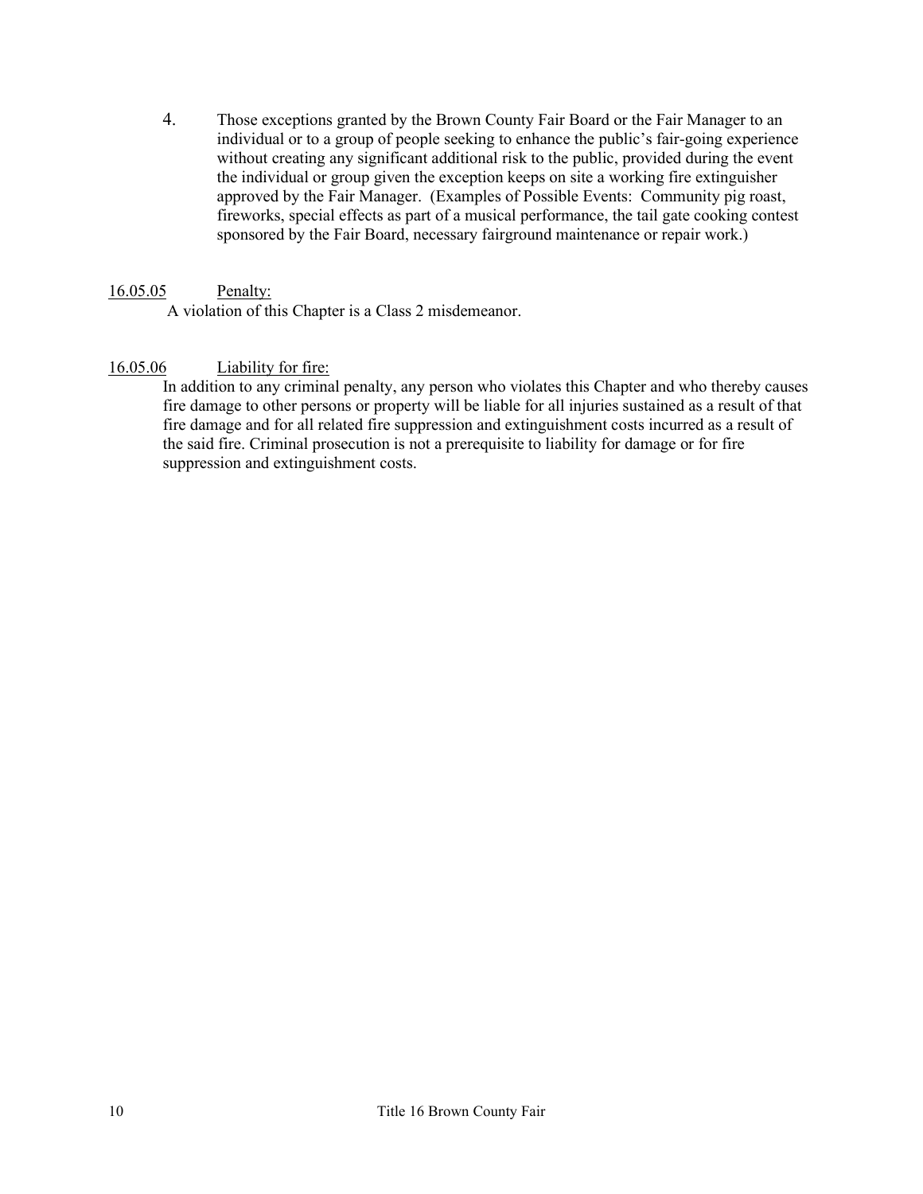4. Those exceptions granted by the Brown County Fair Board or the Fair Manager to an individual or to a group of people seeking to enhance the public's fair-going experience without creating any significant additional risk to the public, provided during the event the individual or group given the exception keeps on site a working fire extinguisher approved by the Fair Manager. (Examples of Possible Events: Community pig roast, fireworks, special effects as part of a musical performance, the tail gate cooking contest sponsored by the Fair Board, necessary fairground maintenance or repair work.)

16.05.05 Penalty:

A violation of this Chapter is a Class 2 misdemeanor.

16.05.06 Liability for fire:

In addition to any criminal penalty, any person who violates this Chapter and who thereby causes fire damage to other persons or property will be liable for all injuries sustained as a result of that fire damage and for all related fire suppression and extinguishment costs incurred as a result of the said fire. Criminal prosecution is not a prerequisite to liability for damage or for fire suppression and extinguishment costs.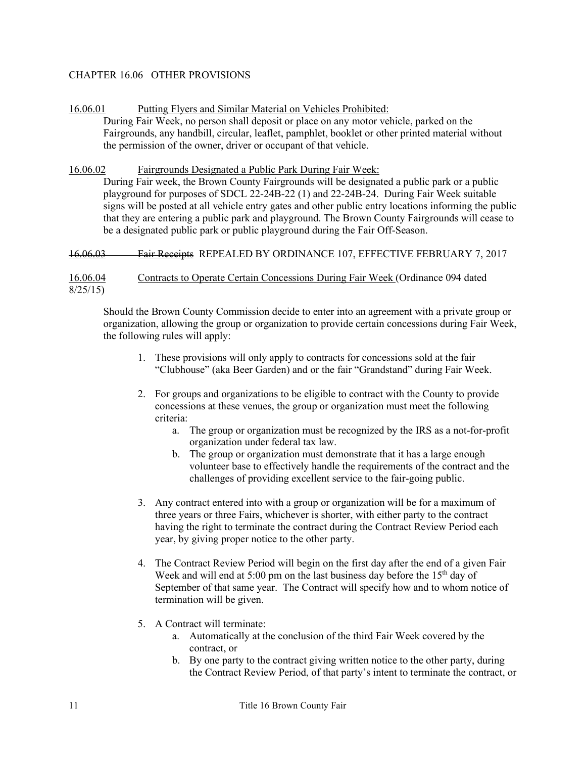## CHAPTER 16.06 OTHER PROVISIONS

16.06.01 Putting Flyers and Similar Material on Vehicles Prohibited:

During Fair Week, no person shall deposit or place on any motor vehicle, parked on the Fairgrounds, any handbill, circular, leaflet, pamphlet, booklet or other printed material without the permission of the owner, driver or occupant of that vehicle.

16.06.02 Fairgrounds Designated a Public Park During Fair Week:

During Fair week, the Brown County Fairgrounds will be designated a public park or a public playground for purposes of SDCL 22-24B-22 (1) and 22-24B-24. During Fair Week suitable signs will be posted at all vehicle entry gates and other public entry locations informing the public that they are entering a public park and playground. The Brown County Fairgrounds will cease to be a designated public park or public playground during the Fair Off-Season.

~~16.06.03 Fair Receipts~~ REPEALED BY ORDINANCE 107, EFFECTIVE FEBRUARY 7, 2017

16.06.04 Contracts to Operate Certain Concessions During Fair Week (Ordinance 094 dated 8/25/15)

Should the Brown County Commission decide to enter into an agreement with a private group or organization, allowing the group or organization to provide certain concessions during Fair Week, the following rules will apply:

1. These provisions will only apply to contracts for concessions sold at the fair "Clubhouse" (aka Beer Garden) and or the fair "Grandstand" during Fair Week.
2. For groups and organizations to be eligible to contract with the County to provide concessions at these venues, the group or organization must meet the following criteria:
   a. The group or organization must be recognized by the IRS as a not-for-profit organization under federal tax law.
   b. The group or organization must demonstrate that it has a large enough volunteer base to effectively handle the requirements of the contract and the challenges of providing excellent service to the fair-going public.
3. Any contract entered into with a group or organization will be for a maximum of three years or three Fairs, whichever is shorter, with either party to the contract having the right to terminate the contract during the Contract Review Period each year, by giving proper notice to the other party.
4. The Contract Review Period will begin on the first day after the end of a given Fair Week and will end at 5:00 pm on the last business day before the 15th day of September of that same year. The Contract will specify how and to whom notice of termination will be given.
5. A Contract will terminate:
   a. Automatically at the conclusion of the third Fair Week covered by the contract, or
   b. By one party to the contract giving written notice to the other party, during the Contract Review Period, of that party's intent to terminate the contract, or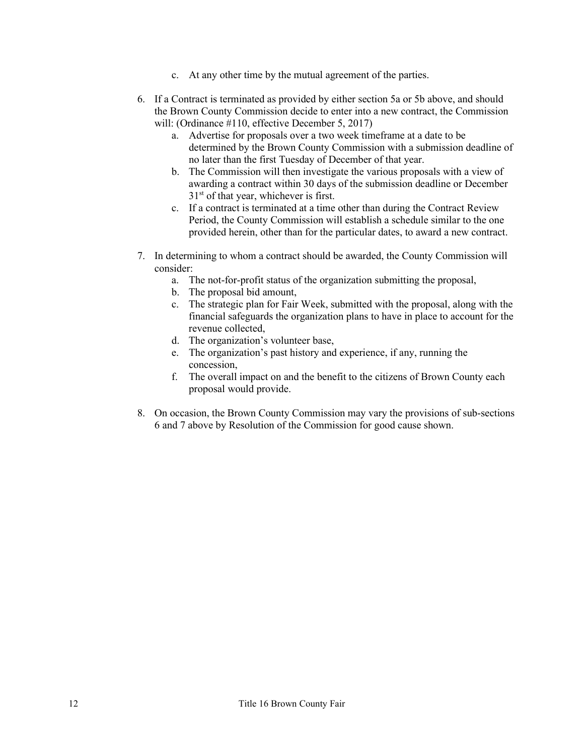c. At any other time by the mutual agreement of the parties.

6. If a Contract is terminated as provided by either section 5a or 5b above, and should the Brown County Commission decide to enter into a new contract, the Commission will: (Ordinance #110, effective December 5, 2017)
   a. Advertise for proposals over a two week timeframe at a date to be determined by the Brown County Commission with a submission deadline of no later than the first Tuesday of December of that year.
   b. The Commission will then investigate the various proposals with a view of awarding a contract within 30 days of the submission deadline or December 31st of that year, whichever is first.
   c. If a contract is terminated at a time other than during the Contract Review Period, the County Commission will establish a schedule similar to the one provided herein, other than for the particular dates, to award a new contract.

7. In determining to whom a contract should be awarded, the County Commission will consider:
   a. The not-for-profit status of the organization submitting the proposal,
   b. The proposal bid amount,
   c. The strategic plan for Fair Week, submitted with the proposal, along with the financial safeguards the organization plans to have in place to account for the revenue collected,
   d. The organization's volunteer base,
   e. The organization's past history and experience, if any, running the concession,
   f. The overall impact on and the benefit to the citizens of Brown County each proposal would provide.

8. On occasion, the Brown County Commission may vary the provisions of sub-sections 6 and 7 above by Resolution of the Commission for good cause shown.